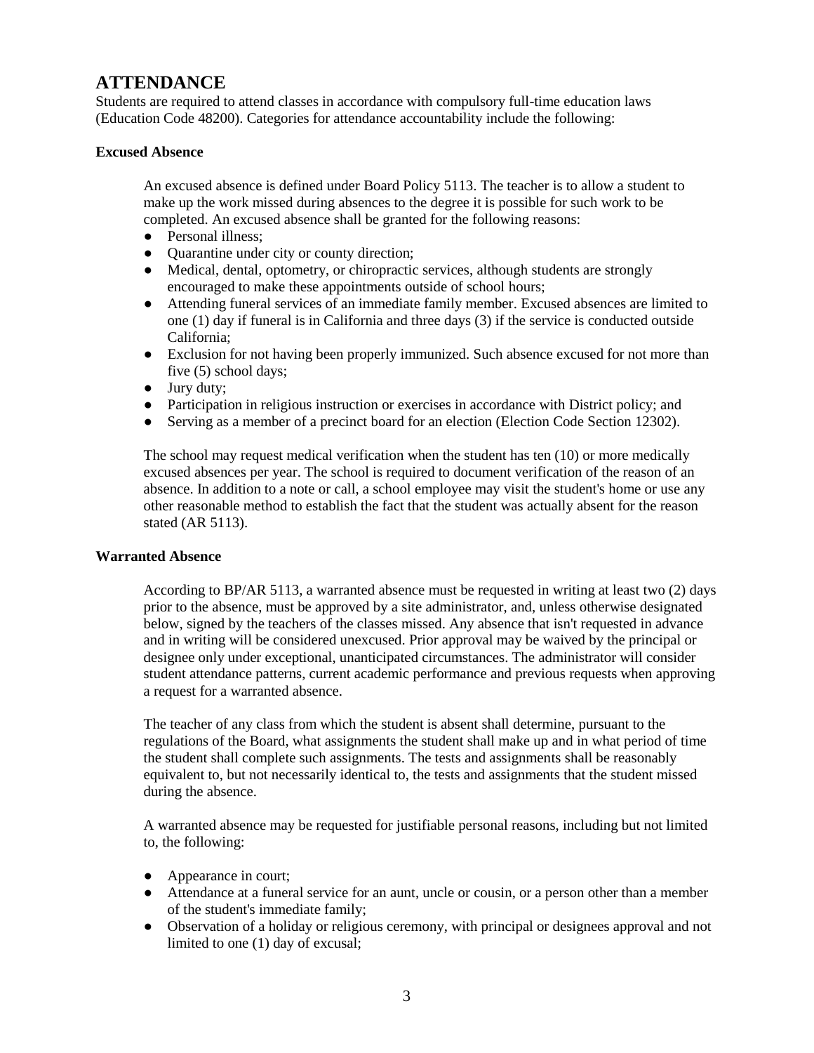# ATTENDANCE

Students are required to attend classes in accordance with compulsory full-time education laws (Education Code 48200). Categories for attendance accountability include the following:

### Excused Absence

An excused absence is defined under Board Policy 5113. The teacher is to allow a student to make up the work missed during absences to the degree it is possible for such work to be completed. An excused absence shall be granted for the following reasons:

- Personal illness;
- Quarantine under city or county direction;
- Medical, dental, optometry, or chiropractic services, although students are strongly encouraged to make these appointments outside of school hours;
- Attending funeral services of an immediate family member. Excused absences are limited to one (1) day if funeral is in California and three days (3) if the service is conducted outside California;
- Exclusion for not having been properly immunized. Such absence excused for not more than five (5) school days;
- Jury duty;
- Participation in religious instruction or exercises in accordance with District policy; and
- Serving as a member of a precinct board for an election (Election Code Section 12302).

The school may request medical verification when the student has ten (10) or more medically excused absences per year. The school is required to document verification of the reason of an absence. In addition to a note or call, a school employee may visit the student's home or use any other reasonable method to establish the fact that the student was actually absent for the reason stated (AR 5113).

### Warranted Absence

According to BP/AR 5113, a warranted absence must be requested in writing at least two (2) days prior to the absence, must be approved by a site administrator, and, unless otherwise designated below, signed by the teachers of the classes missed. Any absence that isn't requested in advance and in writing will be considered unexcused. Prior approval may be waived by the principal or designee only under exceptional, unanticipated circumstances. The administrator will consider student attendance patterns, current academic performance and previous requests when approving a request for a warranted absence.

The teacher of any class from which the student is absent shall determine, pursuant to the regulations of the Board, what assignments the student shall make up and in what period of time the student shall complete such assignments. The tests and assignments shall be reasonably equivalent to, but not necessarily identical to, the tests and assignments that the student missed during the absence.

A warranted absence may be requested for justifiable personal reasons, including but not limited to, the following:

- Appearance in court;
- Attendance at a funeral service for an aunt, uncle or cousin, or a person other than a member of the student's immediate family;
- Observation of a holiday or religious ceremony, with principal or designees approval and not limited to one (1) day of excusal;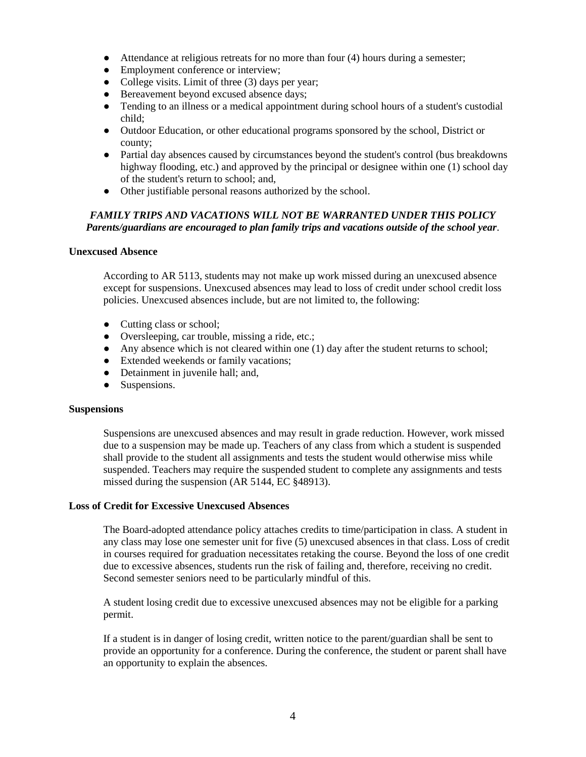- Attendance at religious retreats for no more than four (4) hours during a semester;
- Employment conference or interview;
- College visits. Limit of three (3) days per year;
- Bereavement beyond excused absence days;
- Tending to an illness or a medical appointment during school hours of a student's custodial child;
- Outdoor Education, or other educational programs sponsored by the school, District or county;
- Partial day absences caused by circumstances beyond the student's control (bus breakdowns highway flooding, etc.) and approved by the principal or designee within one (1) school day of the student's return to school; and,
- Other justifiable personal reasons authorized by the school.

***FAMILY TRIPS AND VACATIONS WILL NOT BE WARRANTED UNDER THIS POLICY***
***Parents/guardians are encouraged to plan family trips and vacations outside of the school year***.

**Unexcused Absence**

According to AR 5113, students may not make up work missed during an unexcused absence except for suspensions. Unexcused absences may lead to loss of credit under school credit loss policies. Unexcused absences include, but are not limited to, the following:

- Cutting class or school;
- Oversleeping, car trouble, missing a ride, etc.;
- Any absence which is not cleared within one (1) day after the student returns to school;
- Extended weekends or family vacations;
- Detainment in juvenile hall; and,
- Suspensions.

**Suspensions**

Suspensions are unexcused absences and may result in grade reduction. However, work missed due to a suspension may be made up. Teachers of any class from which a student is suspended shall provide to the student all assignments and tests the student would otherwise miss while suspended. Teachers may require the suspended student to complete any assignments and tests missed during the suspension (AR 5144, EC §48913).

**Loss of Credit for Excessive Unexcused Absences**

The Board-adopted attendance policy attaches credits to time/participation in class. A student in any class may lose one semester unit for five (5) unexcused absences in that class. Loss of credit in courses required for graduation necessitates retaking the course. Beyond the loss of one credit due to excessive absences, students run the risk of failing and, therefore, receiving no credit. Second semester seniors need to be particularly mindful of this.

A student losing credit due to excessive unexcused absences may not be eligible for a parking permit.

If a student is in danger of losing credit, written notice to the parent/guardian shall be sent to provide an opportunity for a conference. During the conference, the student or parent shall have an opportunity to explain the absences.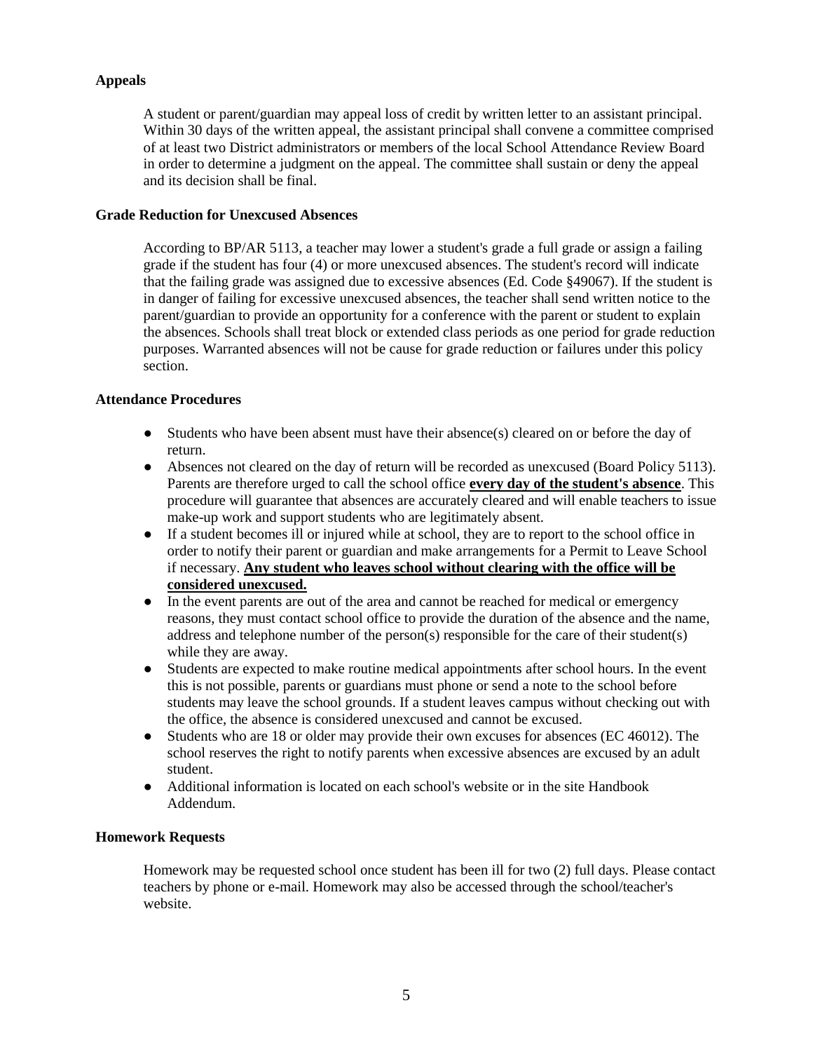### Appeals

A student or parent/guardian may appeal loss of credit by written letter to an assistant principal. Within 30 days of the written appeal, the assistant principal shall convene a committee comprised of at least two District administrators or members of the local School Attendance Review Board in order to determine a judgment on the appeal. The committee shall sustain or deny the appeal and its decision shall be final.

### Grade Reduction for Unexcused Absences

According to BP/AR 5113, a teacher may lower a student's grade a full grade or assign a failing grade if the student has four (4) or more unexcused absences. The student's record will indicate that the failing grade was assigned due to excessive absences (Ed. Code §49067). If the student is in danger of failing for excessive unexcused absences, the teacher shall send written notice to the parent/guardian to provide an opportunity for a conference with the parent or student to explain the absences. Schools shall treat block or extended class periods as one period for grade reduction purposes. Warranted absences will not be cause for grade reduction or failures under this policy section.

### Attendance Procedures

- Students who have been absent must have their absence(s) cleared on or before the day of return.
- Absences not cleared on the day of return will be recorded as unexcused (Board Policy 5113). Parents are therefore urged to call the school office <u>**every day of the student's absence**</u>. This procedure will guarantee that absences are accurately cleared and will enable teachers to issue make-up work and support students who are legitimately absent.
- If a student becomes ill or injured while at school, they are to report to the school office in order to notify their parent or guardian and make arrangements for a Permit to Leave School if necessary. <u>**Any student who leaves school without clearing with the office will be considered unexcused.**</u>
- In the event parents are out of the area and cannot be reached for medical or emergency reasons, they must contact school office to provide the duration of the absence and the name, address and telephone number of the person(s) responsible for the care of their student(s) while they are away.
- Students are expected to make routine medical appointments after school hours. In the event this is not possible, parents or guardians must phone or send a note to the school before students may leave the school grounds. If a student leaves campus without checking out with the office, the absence is considered unexcused and cannot be excused.
- Students who are 18 or older may provide their own excuses for absences (EC 46012). The school reserves the right to notify parents when excessive absences are excused by an adult student.
- Additional information is located on each school's website or in the site Handbook Addendum.

### Homework Requests

Homework may be requested school once student has been ill for two (2) full days. Please contact teachers by phone or e-mail. Homework may also be accessed through the school/teacher's website.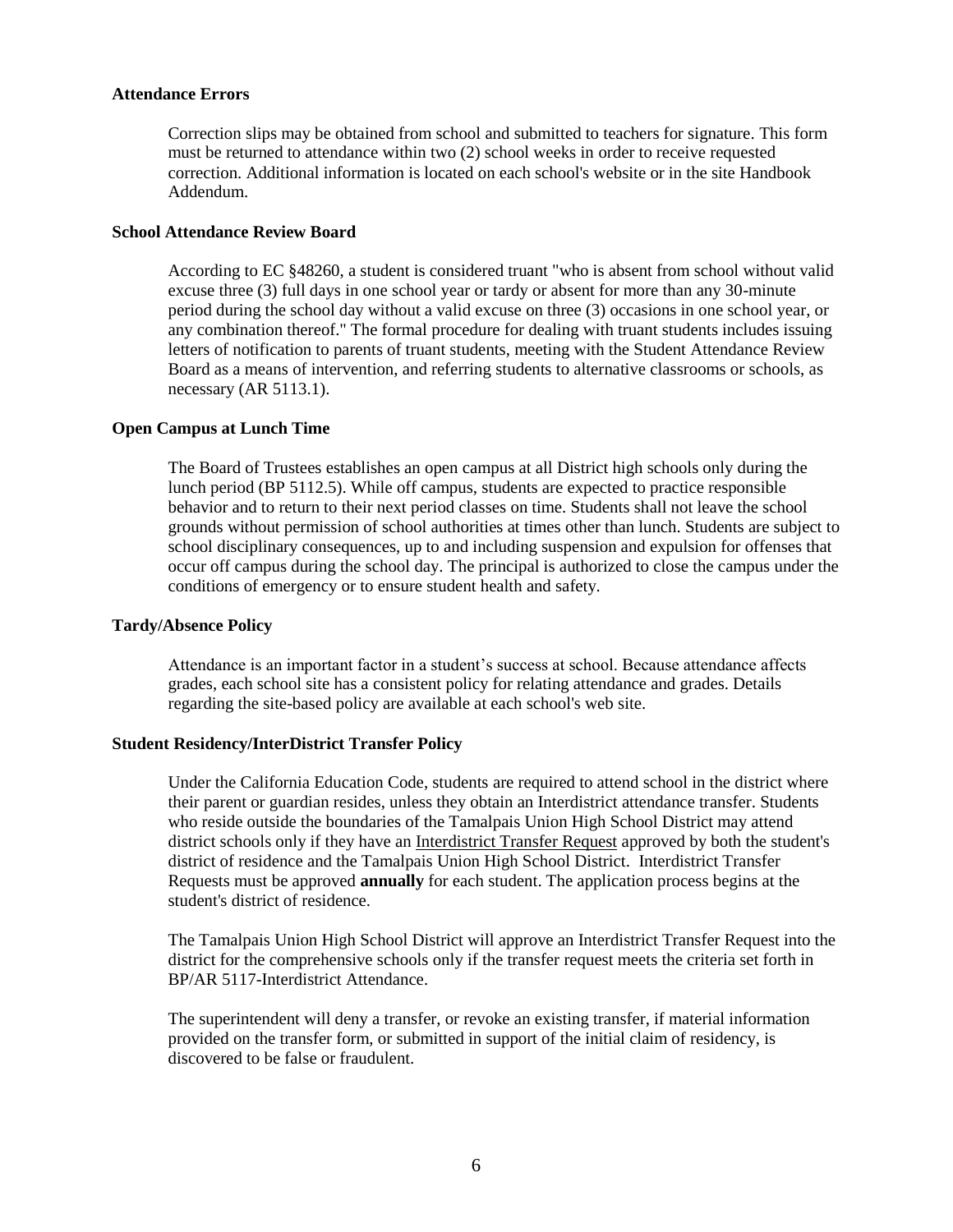### Attendance Errors

Correction slips may be obtained from school and submitted to teachers for signature. This form must be returned to attendance within two (2) school weeks in order to receive requested correction. Additional information is located on each school's website or in the site Handbook Addendum.

### School Attendance Review Board

According to EC §48260, a student is considered truant "who is absent from school without valid excuse three (3) full days in one school year or tardy or absent for more than any 30-minute period during the school day without a valid excuse on three (3) occasions in one school year, or any combination thereof." The formal procedure for dealing with truant students includes issuing letters of notification to parents of truant students, meeting with the Student Attendance Review Board as a means of intervention, and referring students to alternative classrooms or schools, as necessary (AR 5113.1).

### Open Campus at Lunch Time

The Board of Trustees establishes an open campus at all District high schools only during the lunch period (BP 5112.5). While off campus, students are expected to practice responsible behavior and to return to their next period classes on time. Students shall not leave the school grounds without permission of school authorities at times other than lunch. Students are subject to school disciplinary consequences, up to and including suspension and expulsion for offenses that occur off campus during the school day. The principal is authorized to close the campus under the conditions of emergency or to ensure student health and safety.

### Tardy/Absence Policy

Attendance is an important factor in a student's success at school. Because attendance affects grades, each school site has a consistent policy for relating attendance and grades. Details regarding the site-based policy are available at each school's web site.

### Student Residency/InterDistrict Transfer Policy

Under the California Education Code, students are required to attend school in the district where their parent or guardian resides, unless they obtain an Interdistrict attendance transfer. Students who reside outside the boundaries of the Tamalpais Union High School District may attend district schools only if they have an Interdistrict Transfer Request approved by both the student's district of residence and the Tamalpais Union High School District. Interdistrict Transfer Requests must be approved **annually** for each student. The application process begins at the student's district of residence.

The Tamalpais Union High School District will approve an Interdistrict Transfer Request into the district for the comprehensive schools only if the transfer request meets the criteria set forth in BP/AR 5117-Interdistrict Attendance.

The superintendent will deny a transfer, or revoke an existing transfer, if material information provided on the transfer form, or submitted in support of the initial claim of residency, is discovered to be false or fraudulent.